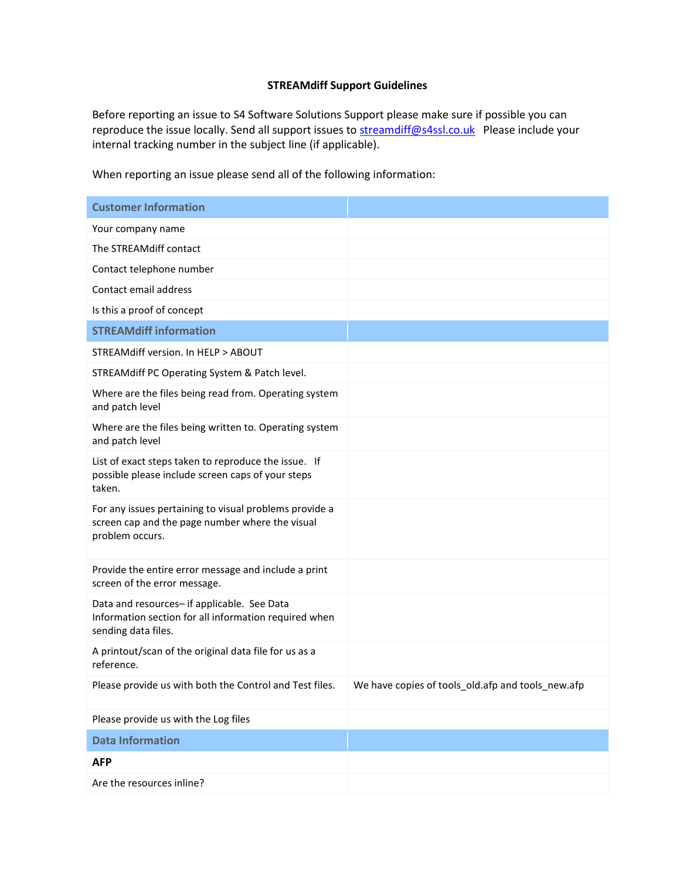# STREAMdiff Support Guidelines

Before reporting an issue to S4 Software Solutions Support please make sure if possible you can reproduce the issue locally. Send all support issues to streamdiff@s4ssl.co.uk Please include your internal tracking number in the subject line (if applicable).

When reporting an issue please send all of the following information:

| Customer Information | |
|---|---|
| Your company name | |
| The STREAMdiff contact | |
| Contact telephone number | |
| Contact email address | |
| Is this a proof of concept | |
| **STREAMdiff information** | |
| STREAMdiff version. In HELP > ABOUT | |
| STREAMdiff PC Operating System & Patch level. | |
| Where are the files being read from. Operating system and patch level | |
| Where are the files being written to. Operating system and patch level | |
| List of exact steps taken to reproduce the issue. If possible please include screen caps of your steps taken. | |
| For any issues pertaining to visual problems provide a screen cap and the page number where the visual problem occurs. | |
| Provide the entire error message and include a print screen of the error message. | |
| Data and resources– if applicable. See Data Information section for all information required when sending data files. | |
| A printout/scan of the original data file for us as a reference. | |
| Please provide us with both the Control and Test files. | We have copies of tools_old.afp and tools_new.afp |
| Please provide us with the Log files | |
| **Data Information** | |
| **AFP** | |
| Are the resources inline? | |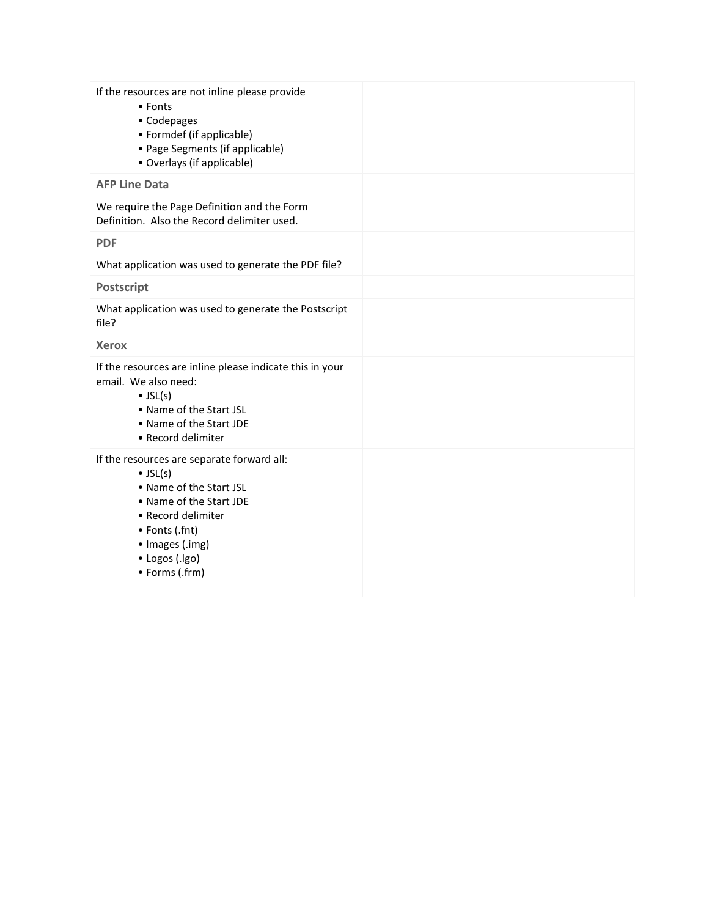| | |
|---|---|
| If the resources are not inline please provide<br>• Fonts<br>• Codepages<br>• Formdef (if applicable)<br>• Page Segments (if applicable)<br>• Overlays (if applicable) | |
| **AFP Line Data** | |
| We require the Page Definition and the Form Definition. Also the Record delimiter used. | |
| **PDF** | |
| What application was used to generate the PDF file? | |
| **Postscript** | |
| What application was used to generate the Postscript file? | |
| **Xerox** | |
| If the resources are inline please indicate this in your email. We also need:<br>• JSL(s)<br>• Name of the Start JSL<br>• Name of the Start JDE<br>• Record delimiter | |
| If the resources are separate forward all:<br>• JSL(s)<br>• Name of the Start JSL<br>• Name of the Start JDE<br>• Record delimiter<br>• Fonts (.fnt)<br>• Images (.img)<br>• Logos (.lgo)<br>• Forms (.frm) | |